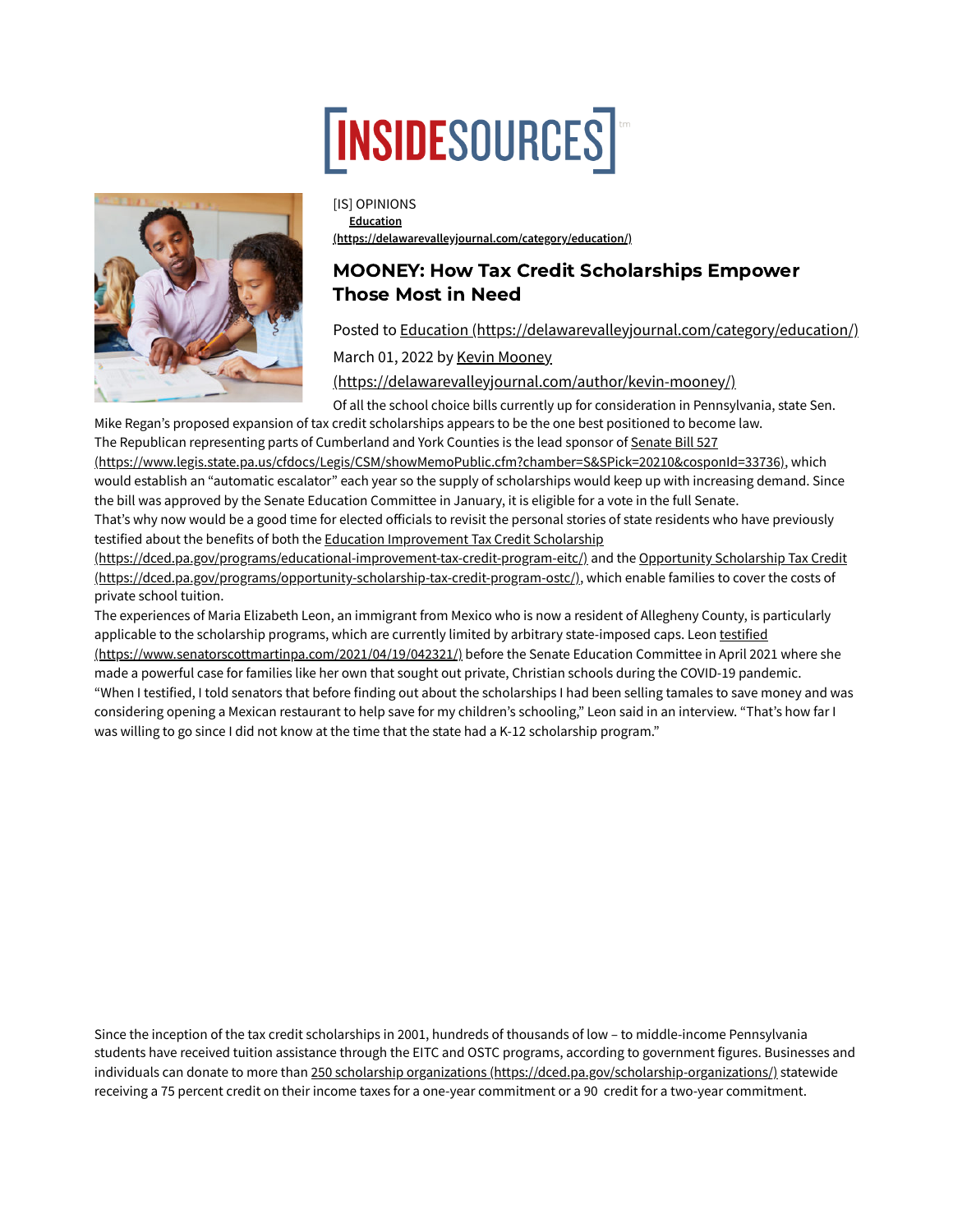[IS] OPINIONS
**Education (https://delawarevalleyjournal.com/category/education/)**

# MOONEY: How Tax Credit Scholarships Empower Those Most in Need

Posted to Education (https://delawarevalleyjournal.com/category/education/)

March 01, 2022 by Kevin Mooney (https://delawarevalleyjournal.com/author/kevin-mooney/)

Of all the school choice bills currently up for consideration in Pennsylvania, state Sen. Mike Regan's proposed expansion of tax credit scholarships appears to be the one best positioned to become law.

The Republican representing parts of Cumberland and York Counties is the lead sponsor of Senate Bill 527 (https://www.legis.state.pa.us/cfdocs/Legis/CSM/showMemoPublic.cfm?chamber=S&SPick=20210&cosponId=33736), which would establish an "automatic escalator" each year so the supply of scholarships would keep up with increasing demand. Since the bill was approved by the Senate Education Committee in January, it is eligible for a vote in the full Senate.

That's why now would be a good time for elected officials to revisit the personal stories of state residents who have previously testified about the benefits of both the Education Improvement Tax Credit Scholarship (https://dced.pa.gov/programs/educational-improvement-tax-credit-program-eitc/) and the Opportunity Scholarship Tax Credit (https://dced.pa.gov/programs/opportunity-scholarship-tax-credit-program-ostc/), which enable families to cover the costs of private school tuition.

The experiences of Maria Elizabeth Leon, an immigrant from Mexico who is now a resident of Allegheny County, is particularly applicable to the scholarship programs, which are currently limited by arbitrary state-imposed caps. Leon testified (https://www.senatorscottmartinpa.com/2021/04/19/042321/) before the Senate Education Committee in April 2021 where she made a powerful case for families like her own that sought out private, Christian schools during the COVID-19 pandemic.

"When I testified, I told senators that before finding out about the scholarships I had been selling tamales to save money and was considering opening a Mexican restaurant to help save for my children's schooling," Leon said in an interview. "That's how far I was willing to go since I did not know at the time that the state had a K-12 scholarship program."

Since the inception of the tax credit scholarships in 2001, hundreds of thousands of low – to middle-income Pennsylvania students have received tuition assistance through the EITC and OSTC programs, according to government figures. Businesses and individuals can donate to more than 250 scholarship organizations (https://dced.pa.gov/scholarship-organizations/) statewide receiving a 75 percent credit on their income taxes for a one-year commitment or a 90 credit for a two-year commitment.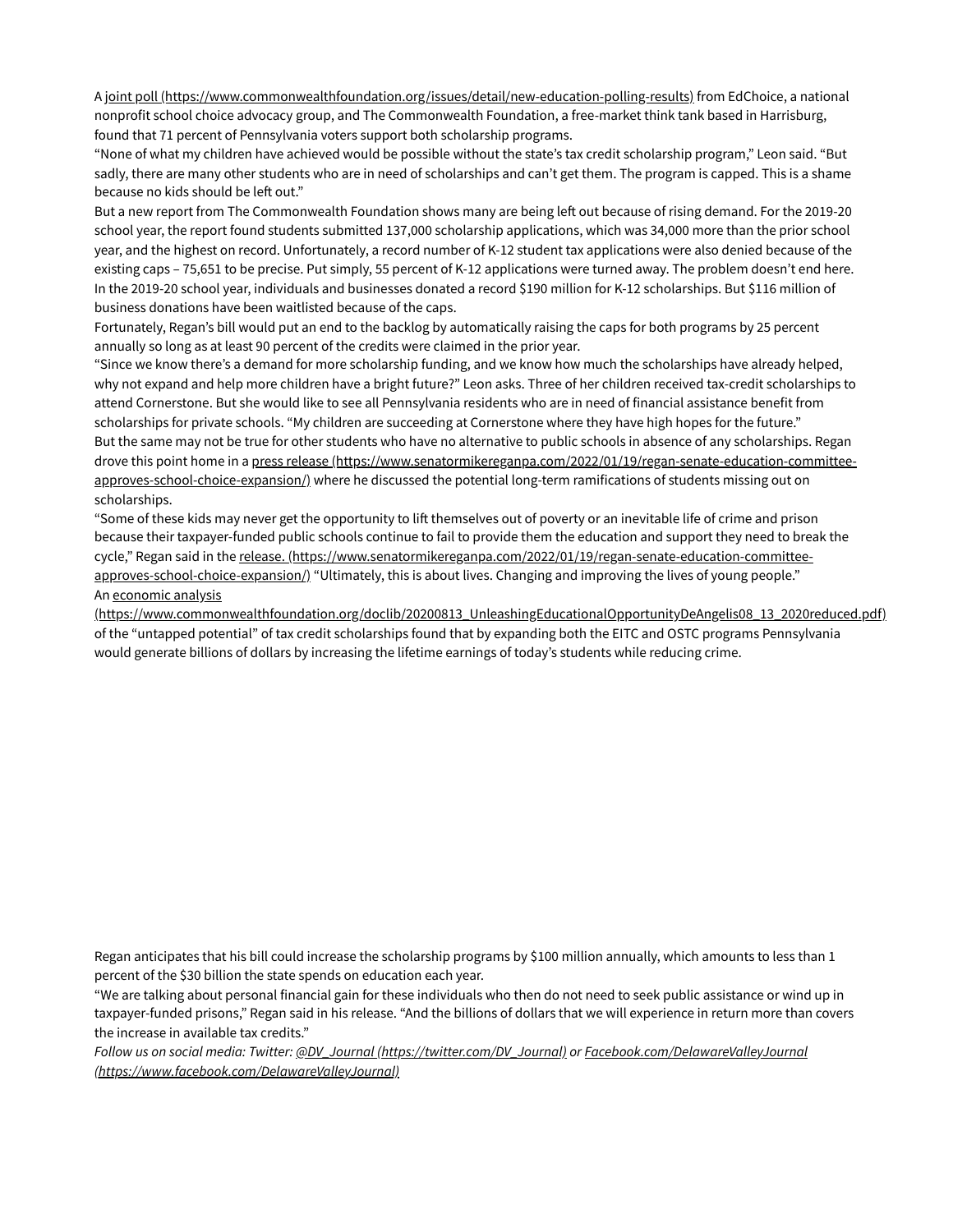A [joint poll (https://www.commonwealthfoundation.org/issues/detail/new-education-polling-results)](https://www.commonwealthfoundation.org/issues/detail/new-education-polling-results) from EdChoice, a national nonprofit school choice advocacy group, and The Commonwealth Foundation, a free-market think tank based in Harrisburg, found that 71 percent of Pennsylvania voters support both scholarship programs.

"None of what my children have achieved would be possible without the state's tax credit scholarship program," Leon said. "But sadly, there are many other students who are in need of scholarships and can't get them. The program is capped. This is a shame because no kids should be left out."

But a new report from The Commonwealth Foundation shows many are being left out because of rising demand. For the 2019-20 school year, the report found students submitted 137,000 scholarship applications, which was 34,000 more than the prior school year, and the highest on record. Unfortunately, a record number of K-12 student tax applications were also denied because of the existing caps – 75,651 to be precise. Put simply, 55 percent of K-12 applications were turned away. The problem doesn't end here. In the 2019-20 school year, individuals and businesses donated a record $190 million for K-12 scholarships. But $116 million of business donations have been waitlisted because of the caps.

Fortunately, Regan's bill would put an end to the backlog by automatically raising the caps for both programs by 25 percent annually so long as at least 90 percent of the credits were claimed in the prior year.

"Since we know there's a demand for more scholarship funding, and we know how much the scholarships have already helped, why not expand and help more children have a bright future?" Leon asks. Three of her children received tax-credit scholarships to attend Cornerstone. But she would like to see all Pennsylvania residents who are in need of financial assistance benefit from scholarships for private schools. "My children are succeeding at Cornerstone where they have high hopes for the future."

But the same may not be true for other students who have no alternative to public schools in absence of any scholarships. Regan drove this point home in a [press release (https://www.senatormikereganpa.com/2022/01/19/regan-senate-education-committee-approves-school-choice-expansion/)](https://www.senatormikereganpa.com/2022/01/19/regan-senate-education-committee-approves-school-choice-expansion/) where he discussed the potential long-term ramifications of students missing out on scholarships.

"Some of these kids may never get the opportunity to lift themselves out of poverty or an inevitable life of crime and prison because their taxpayer-funded public schools continue to fail to provide them the education and support they need to break the cycle," Regan said in the [release. (https://www.senatormikereganpa.com/2022/01/19/regan-senate-education-committee-approves-school-choice-expansion/)](https://www.senatormikereganpa.com/2022/01/19/regan-senate-education-committee-approves-school-choice-expansion/) "Ultimately, this is about lives. Changing and improving the lives of young people."

An [economic analysis (https://www.commonwealthfoundation.org/doclib/20200813_UnleashingEducationalOpportunityDeAngelis08_13_2020reduced.pdf)](https://www.commonwealthfoundation.org/doclib/20200813_UnleashingEducationalOpportunityDeAngelis08_13_2020reduced.pdf) of the "untapped potential" of tax credit scholarships found that by expanding both the EITC and OSTC programs Pennsylvania would generate billions of dollars by increasing the lifetime earnings of today's students while reducing crime.

Regan anticipates that his bill could increase the scholarship programs by $100 million annually, which amounts to less than 1 percent of the $30 billion the state spends on education each year.

"We are talking about personal financial gain for these individuals who then do not need to seek public assistance or wind up in taxpayer-funded prisons," Regan said in his release. "And the billions of dollars that we will experience in return more than covers the increase in available tax credits."

*Follow us on social media: Twitter: [@DV_Journal (https://twitter.com/DV_Journal)](https://twitter.com/DV_Journal) or [Facebook.com/DelawareValleyJournal (https://www.facebook.com/DelawareValleyJournal)](https://www.facebook.com/DelawareValleyJournal)*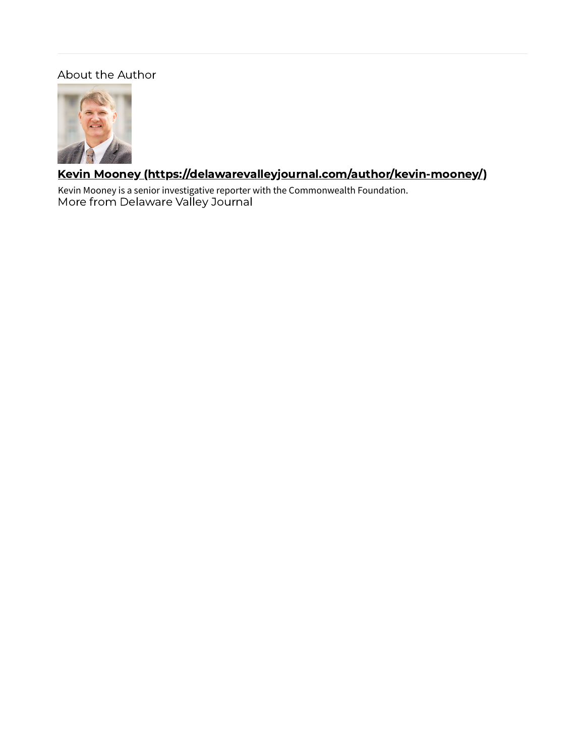## About the Author

**Kevin Mooney (https://delawarevalleyjournal.com/author/kevin-mooney/)**

Kevin Mooney is a senior investigative reporter with the Commonwealth Foundation.

More from Delaware Valley Journal